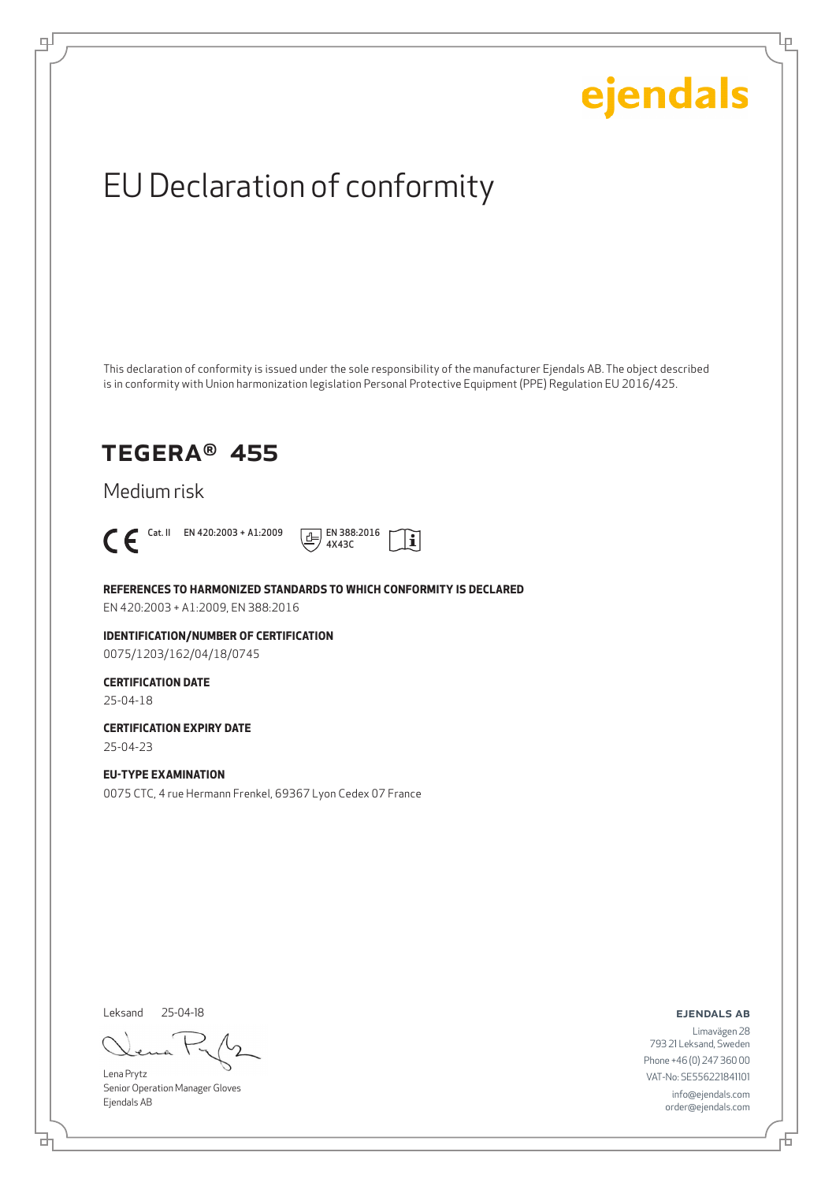ejendals

# EU Declaration of conformity

This declaration of conformity is issued under the sole responsibility of the manufacturer Ejendals AB. The object described is in conformity with Union harmonization legislation Personal Protective Equipment (PPE) Regulation EU 2016/425.

## TEGERA® 455

Medium risk

CE Cat. II EN 420:2003 + A1:2009 EN 388:2016 4X43C

**REFERENCES TO HARMONIZED STANDARDS TO WHICH CONFORMITY IS DECLARED**

EN 420:2003 + A1:2009, EN 388:2016

**IDENTIFICATION/NUMBER OF CERTIFICATION**

0075/1203/162/04/18/0745

**CERTIFICATION DATE**

25-04-18

**CERTIFICATION EXPIRY DATE**

25-04-23

**EU-TYPE EXAMINATION**

0075 CTC, 4 rue Hermann Frenkel, 69367 Lyon Cedex 07 France

Leksand 25-04-18

Lena Prytz
Senior Operation Manager Gloves
Ejendals AB

**EJENDALS AB**

Limavägen 28
793 21 Leksand, Sweden
Phone +46 (0) 247 360 00
VAT-No: SE556221841101
info@ejendals.com
order@ejendals.com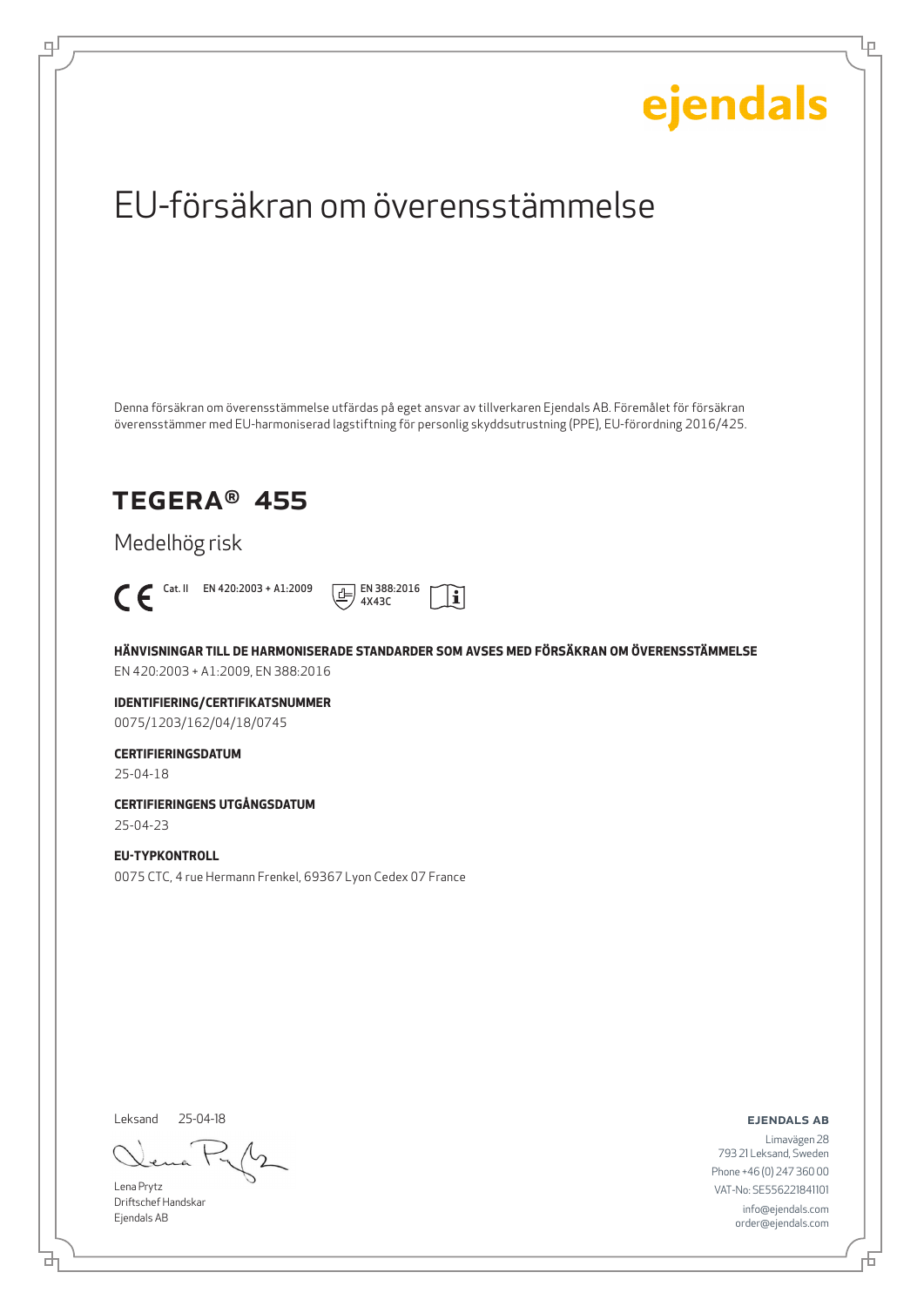ejendals

# EU-försäkran om överensstämmelse

Denna försäkran om överensstämmelse utfärdas på eget ansvar av tillverkaren Ejendals AB. Föremålet för försäkran överensstämmer med EU-harmoniserad lagstiftning för personlig skyddsutrustning (PPE), EU-förordning 2016/425.

## TEGERA® 455

Medelhög risk

CE Cat. II EN 420:2003 + A1:2009 EN 388:2016 4X43C

**HÄNVISNINGAR TILL DE HARMONISERADE STANDARDER SOM AVSES MED FÖRSÄKRAN OM ÖVERENSSTÄMMELSE**

EN 420:2003 + A1:2009, EN 388:2016

**IDENTIFIERING/CERTIFIKATSNUMMER**

0075/1203/162/04/18/0745

**CERTIFIERINGSDATUM**

25-04-18

**CERTIFIERINGENS UTGÅNGSDATUM**

25-04-23

**EU-TYPKONTROLL**

0075 CTC, 4 rue Hermann Frenkel, 69367 Lyon Cedex 07 France

Leksand 25-04-18

Lena Prytz
Driftschef Handskar
Ejendals AB

**EJENDALS AB**

Limavägen 28
793 21 Leksand, Sweden
Phone +46 (0) 247 360 00
VAT-No: SE556221841101
info@ejendals.com
order@ejendals.com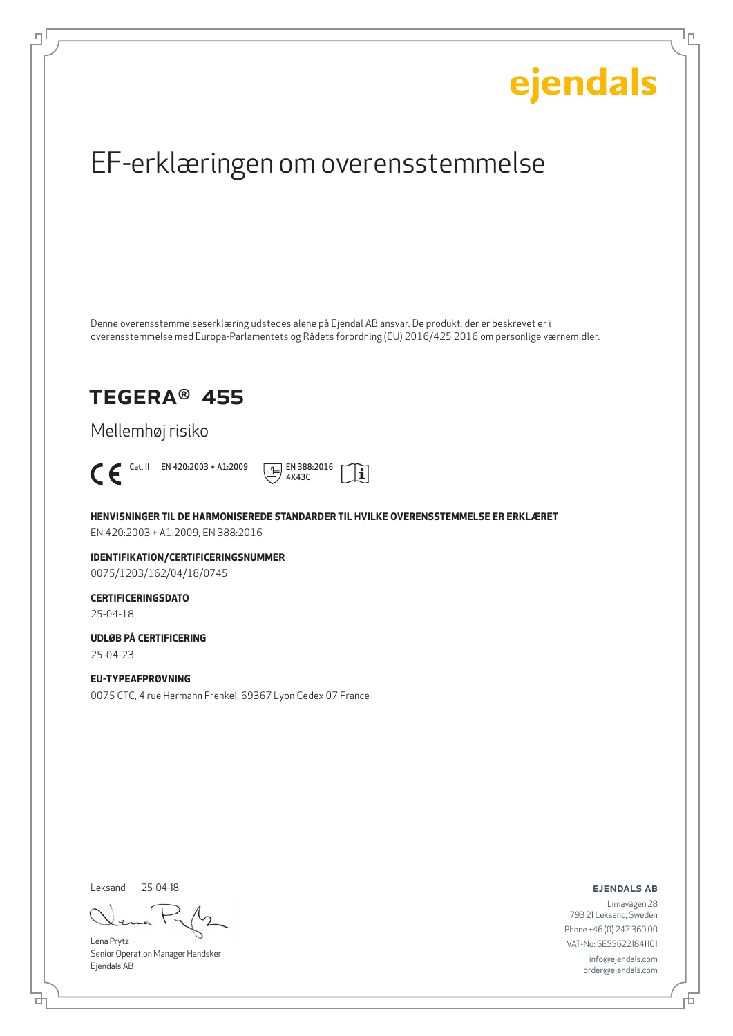ejendals

# EF-erklæringen om overensstemmelse

Denne overensstemmelseserklæring udstedes alene på Ejendal AB ansvar. De produkt, der er beskrevet er i overensstemmelse med Europa-Parlamentets og Rådets forordning (EU) 2016/425 2016 om personlige værnemidler.

## TEGERA® 455

Mellemhøj risiko

CE Cat. II EN 420:2003 + A1:2009 EN 388:2016 4X43C

**HENVISNINGER TIL DE HARMONISEREDE STANDARDER TIL HVILKE OVERENSSTEMMELSE ER ERKLÆRET**

EN 420:2003 + A1:2009, EN 388:2016

**IDENTIFIKATION/CERTIFICERINGSNUMMER**

0075/1203/162/04/18/0745

**CERTIFICERINGSDATO**

25-04-18

**UDLØB PÅ CERTIFICERING**

25-04-23

**EU-TYPEAFPRØVNING**

0075 CTC, 4 rue Hermann Frenkel, 69367 Lyon Cedex 07 France

Leksand 25-04-18

Lena Prytz
Senior Operation Manager Handsker
Ejendals AB

**EJENDALS AB**

Limavägen 28
793 21 Leksand, Sweden
Phone +46 (0) 247 360 00
VAT-No: SE556221841101
info@ejendals.com
order@ejendals.com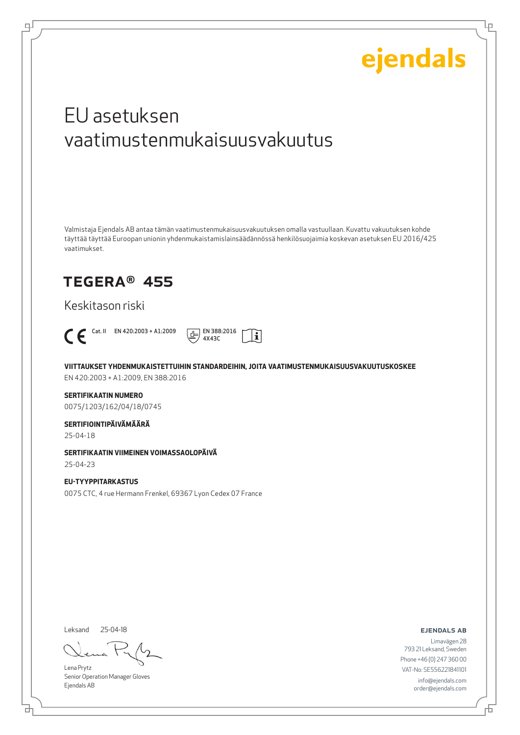ejendals

# EU asetuksen vaatimustenmukaisuusvakuutus

Valmistaja Ejendals AB antaa tämän vaatimustenmukaisuusvakuutuksen omalla vastuullaan. Kuvattu vakuutuksen kohde täyttää täyttää Euroopan unionin yhdenmukaistamislainsäädännössä henkilösuojaimia koskevan asetuksen EU 2016/425 vaatimukset.

## TEGERA® 455

Keskitason riski

CE Cat. II EN 420:2003 + A1:2009 EN 388:2016 4X43C

**VIITTAUKSET YHDENMUKAISTETTUIHIN STANDARDEIHIN, JOITA VAATIMUSTENMUKAISUUSVAKUUTUSKOSKEE**
EN 420:2003 + A1:2009, EN 388:2016

**SERTIFIKAATIN NUMERO**
0075/1203/162/04/18/0745

**SERTIFIOINTIPÄIVÄMÄÄRÄ**
25-04-18

**SERTIFIKAATIN VIIMEINEN VOIMASSAOLOPÄIVÄ**
25-04-23

**EU-TYYPPITARKASTUS**
0075 CTC, 4 rue Hermann Frenkel, 69367 Lyon Cedex 07 France

Leksand 25-04-18

Lena Prytz
Senior Operation Manager Gloves
Ejendals AB

**EJENDALS AB**
Limavägen 28
793 21 Leksand, Sweden
Phone +46 (0) 247 360 00
VAT-No: SE556221841101
info@ejendals.com
order@ejendals.com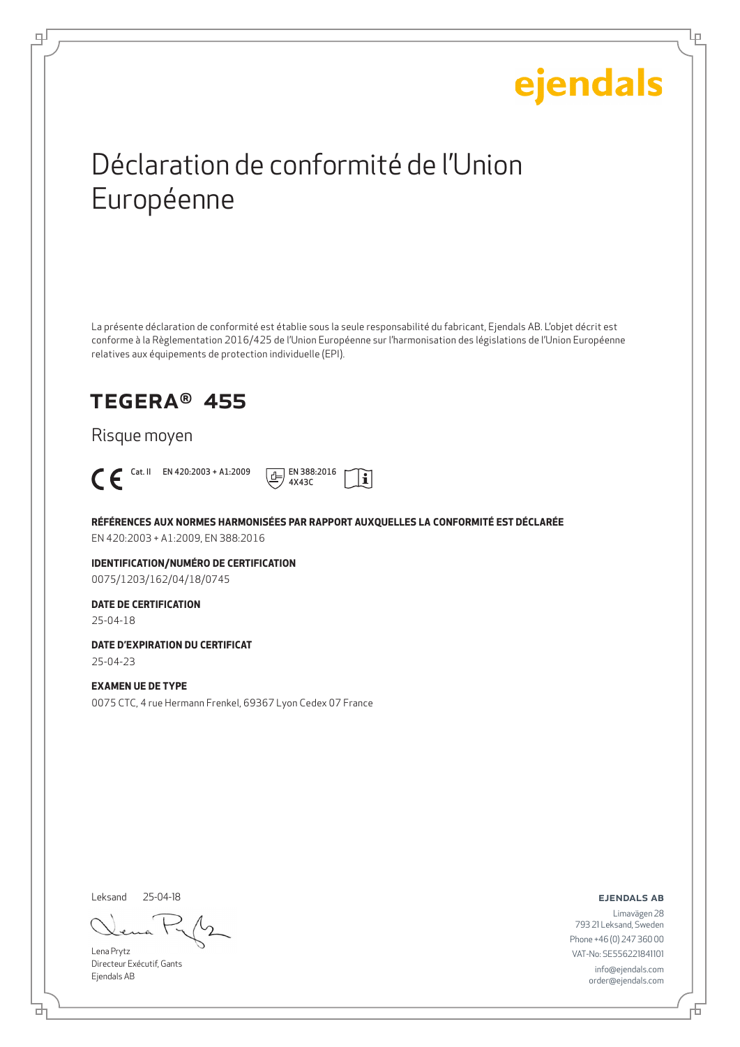ejendals

# Déclaration de conformité de l'Union Européenne

La présente déclaration de conformité est établie sous la seule responsabilité du fabricant, Ejendals AB. L'objet décrit est conforme à la Règlementation 2016/425 de l'Union Européenne sur l'harmonisation des législations de l'Union Européenne relatives aux équipements de protection individuelle (EPI).

## TEGERA® 455

Risque moyen

CE Cat. II EN 420:2003 + A1:2009 EN 388:2016 4X43C

**RÉFÉRENCES AUX NORMES HARMONISÉES PAR RAPPORT AUXQUELLES LA CONFORMITÉ EST DÉCLARÉE**

EN 420:2003 + A1:2009, EN 388:2016

**IDENTIFICATION/NUMÉRO DE CERTIFICATION**

0075/1203/162/04/18/0745

**DATE DE CERTIFICATION**

25-04-18

**DATE D'EXPIRATION DU CERTIFICAT**

25-04-23

**EXAMEN UE DE TYPE**

0075 CTC, 4 rue Hermann Frenkel, 69367 Lyon Cedex 07 France

Leksand 25-04-18

Lena Prytz
Directeur Exécutif, Gants
Ejendals AB

**EJENDALS AB**

Limavägen 28
793 21 Leksand, Sweden
Phone +46 (0) 247 360 00
VAT-No: SE556221841101
info@ejendals.com
order@ejendals.com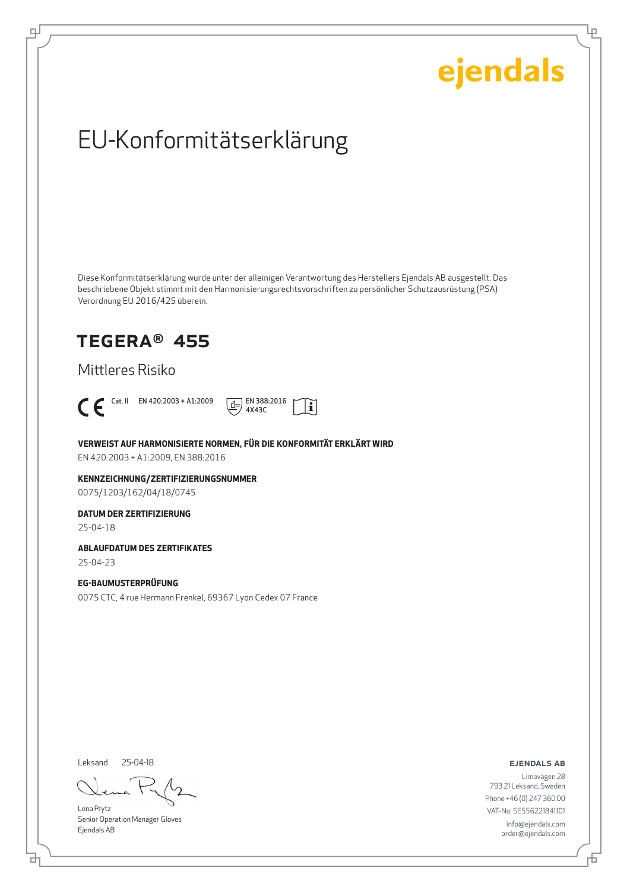ejendals

# EU-Konformitätserklärung

Diese Konformitätserklärung wurde unter der alleinigen Verantwortung des Herstellers Ejendals AB ausgestellt. Das beschriebene Objekt stimmt mit den Harmonisierungsrechtsvorschriften zu persönlicher Schutzausrüstung (PSA) Verordnung EU 2016/425 überein.

## TEGERA® 455

### Mittleres Risiko

CE Cat. II EN 420:2003 + A1:2009 EN 388:2016 4X43C

**VERWEIST AUF HARMONISIERTE NORMEN, FÜR DIE KONFORMITÄT ERKLÄRT WIRD**

EN 420:2003 + A1:2009, EN 388:2016

**KENNZEICHNUNG/ZERTIFIZIERUNGSNUMMER**

0075/1203/162/04/18/0745

**DATUM DER ZERTIFIZIERUNG**

25-04-18

**ABLAUFDATUM DES ZERTIFIKATES**

25-04-23

**EG-BAUMUSTERPRÜFUNG**

0075 CTC, 4 rue Hermann Frenkel, 69367 Lyon Cedex 07 France

Leksand 25-04-18

Lena Prytz
Senior Operation Manager Gloves
Ejendals AB

**EJENDALS AB**

Limavägen 28
793 21 Leksand, Sweden
Phone +46 (0) 247 360 00
VAT-No: SE556221841101
info@ejendals.com
order@ejendals.com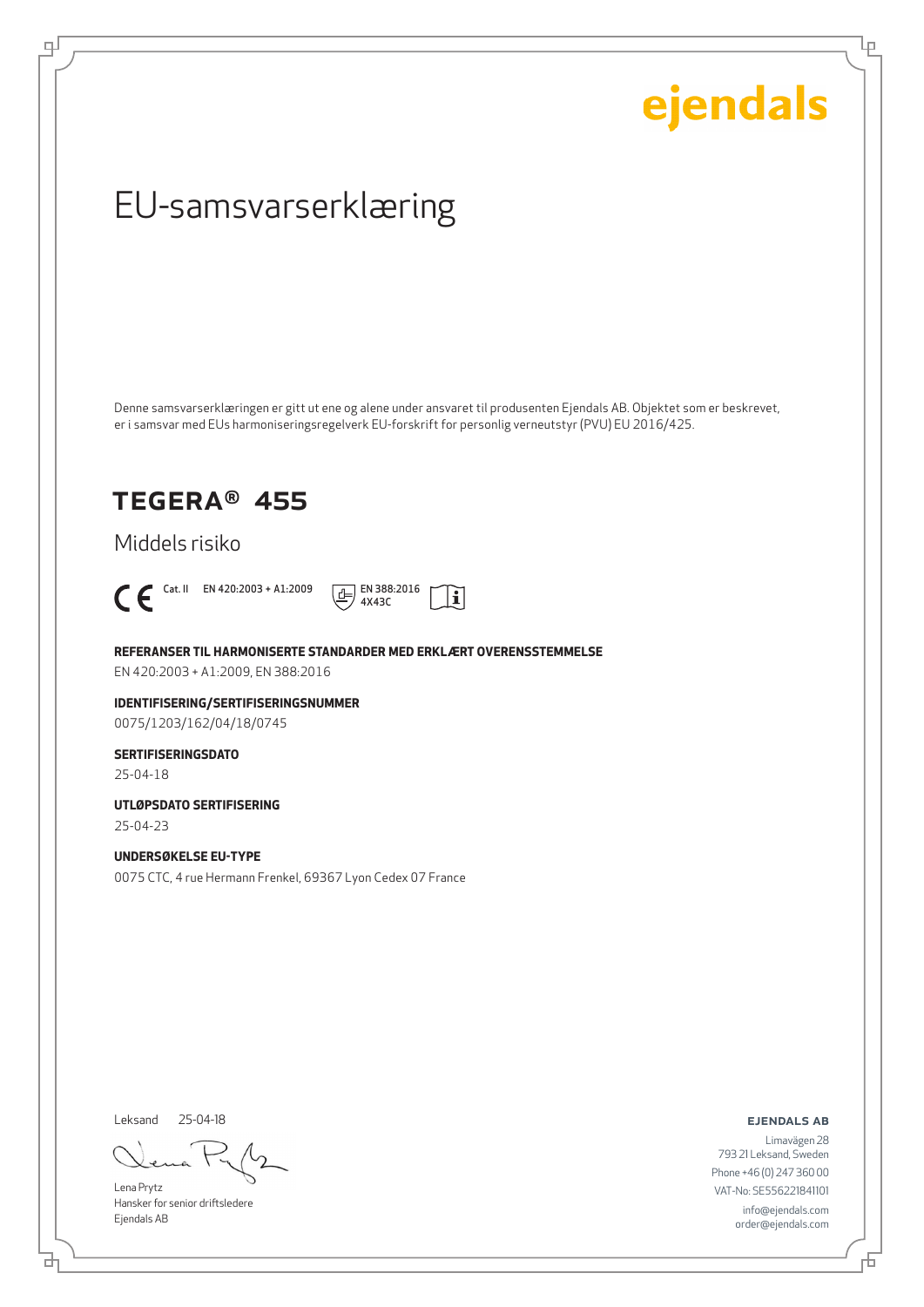ejendals

# EU-samsvarserklæring

Denne samsvarserklæringen er gitt ut ene og alene under ansvaret til produsenten Ejendals AB. Objektet som er beskrevet, er i samsvar med EUs harmoniseringsregelverk EU-forskrift for personlig verneutstyr (PVU) EU 2016/425.

## TEGERA® 455

Middels risiko

CE Cat. II EN 420:2003 + A1:2009 EN 388:2016 4X43C

**REFERANSER TIL HARMONISERTE STANDARDER MED ERKLÆRT OVERENSSTEMMELSE**
EN 420:2003 + A1:2009, EN 388:2016

**IDENTIFISERING/SERTIFISERINGSNUMMER**
0075/1203/162/04/18/0745

**SERTIFISERINGSDATO**
25-04-18

**UTLØPSDATO SERTIFISERING**
25-04-23

**UNDERSØKELSE EU-TYPE**
0075 CTC, 4 rue Hermann Frenkel, 69367 Lyon Cedex 07 France

Leksand 25-04-18

Lena Prytz
Hansker for senior driftsledere
Ejendals AB

**EJENDALS AB**
Limavägen 28
793 21 Leksand, Sweden
Phone +46 (0) 247 360 00
VAT-No: SE556221841101
info@ejendals.com
order@ejendals.com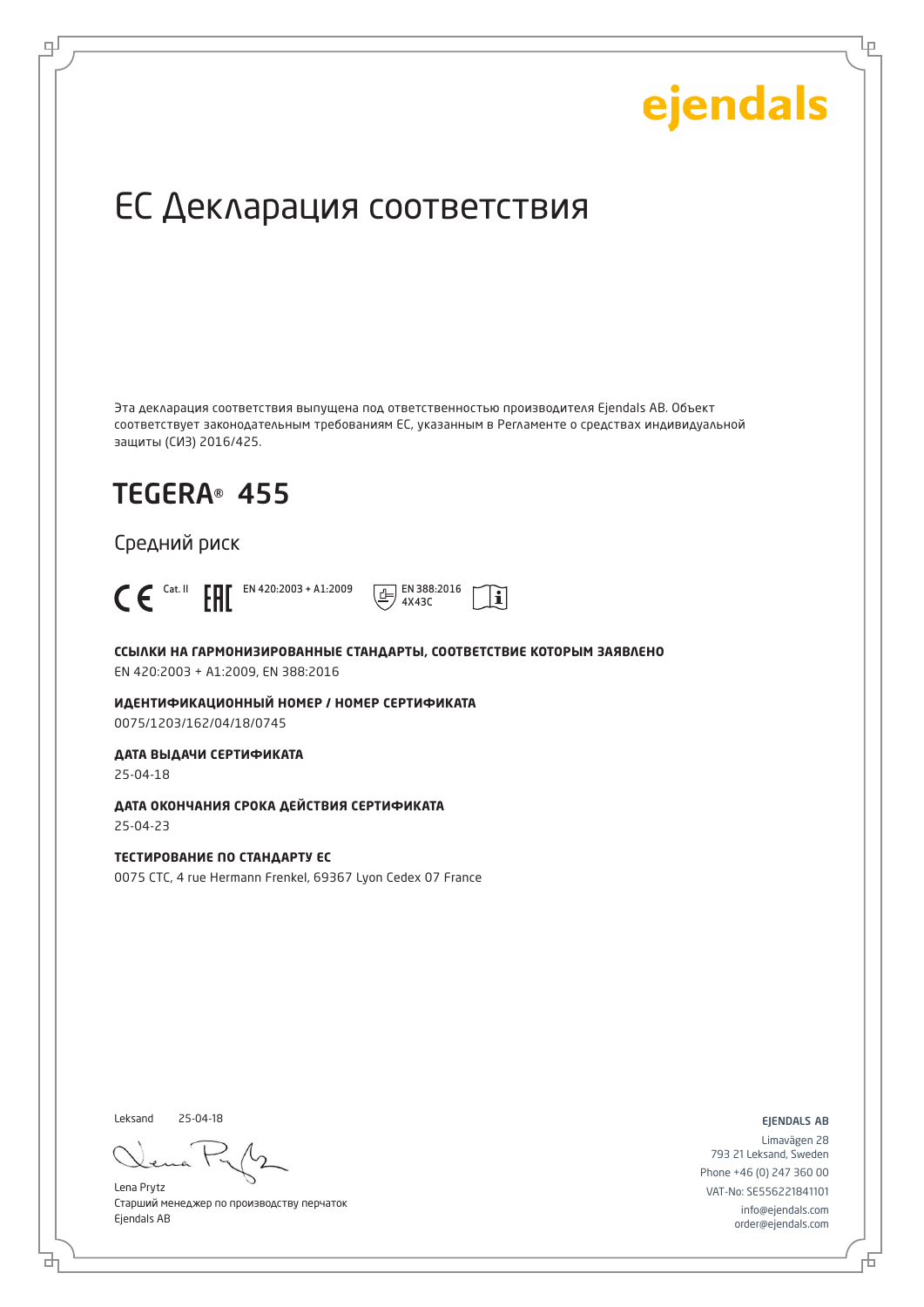ejendals

# ЕС Декларация соответствия

Эта декларация соответствия выпущена под ответственностью производителя Ejendals AB. Объект соответствует законодательным требованиям ЕС, указанным в Регламенте о средствах индивидуальной защиты (СИЗ) 2016/425.

## TEGERA® 455

Средний риск

CE Cat. II EAC EN 420:2003 + A1:2009 EN 388:2016 4X43C

**ССЫЛКИ НА ГАРМОНИЗИРОВАННЫЕ СТАНДАРТЫ, СООТВЕТСТВИЕ КОТОРЫМ ЗАЯВЛЕНО**

EN 420:2003 + A1:2009, EN 388:2016

**ИДЕНТИФИКАЦИОННЫЙ НОМЕР / НОМЕР СЕРТИФИКАТА**

0075/1203/162/04/18/0745

**ДАТА ВЫДАЧИ СЕРТИФИКАТА**

25-04-18

**ДАТА ОКОНЧАНИЯ СРОКА ДЕЙСТВИЯ СЕРТИФИКАТА**

25-04-23

**ТЕСТИРОВАНИЕ ПО СТАНДАРТУ ЕС**

0075 CTC, 4 rue Hermann Frenkel, 69367 Lyon Cedex 07 France

Leksand 25-04-18

Lena Prytz
Старший менеджер по производству перчаток
Ejendals AB

EJENDALS AB
Limavägen 28
793 21 Leksand, Sweden
Phone +46 (0) 247 360 00
VAT-No: SE556221841101
info@ejendals.com
order@ejendals.com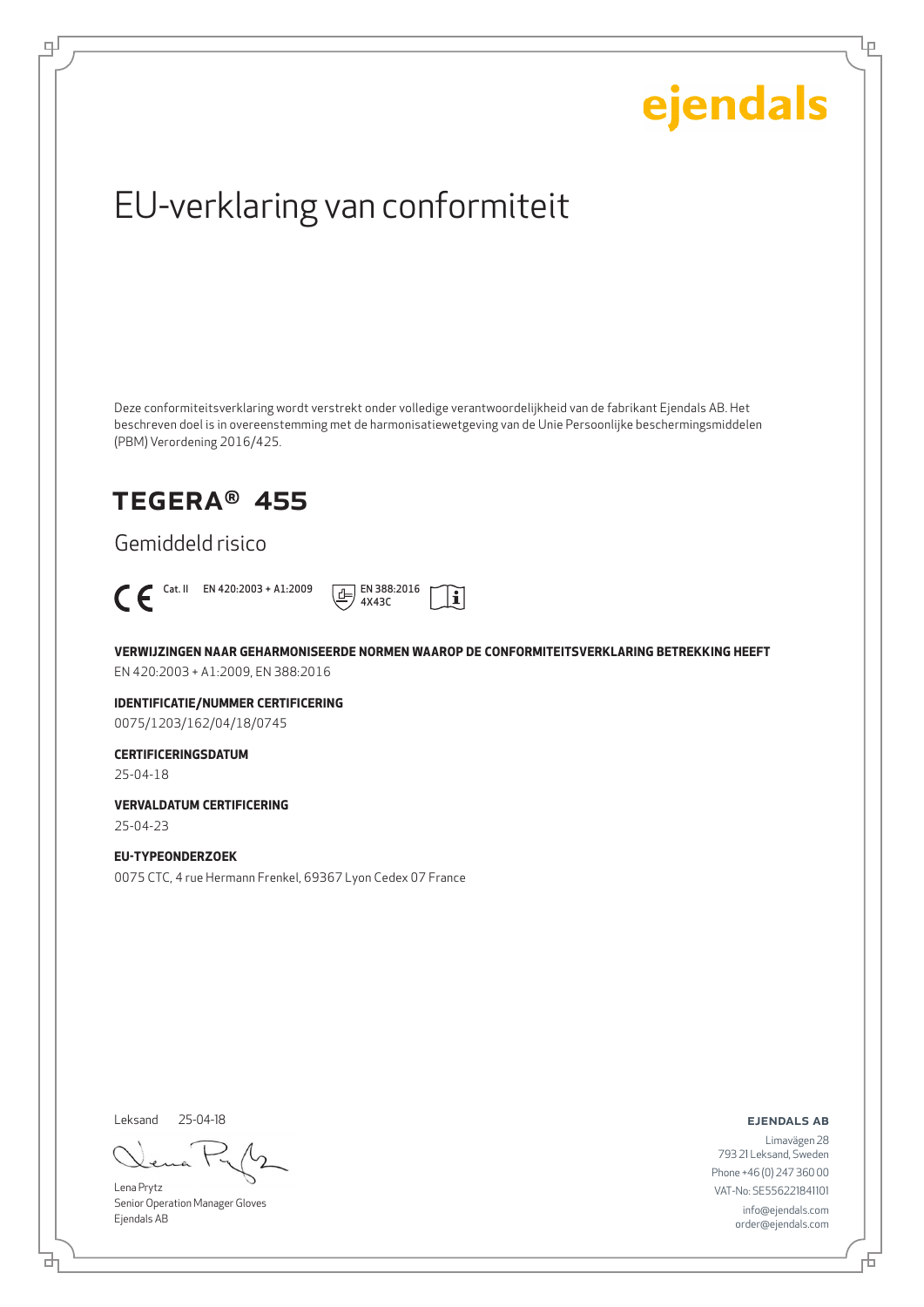ejendals

# EU-verklaring van conformiteit

Deze conformiteitsverklaring wordt verstrekt onder volledige verantwoordelijkheid van de fabrikant Ejendals AB. Het beschreven doel is in overeenstemming met de harmonisatiewetgeving van de Unie Persoonlijke beschermingsmiddelen (PBM) Verordening 2016/425.

## TEGERA® 455

Gemiddeld risico

CE Cat. II EN 420:2003 + A1:2009 EN 388:2016 4X43C

**VERWIJZINGEN NAAR GEHARMONISEERDE NORMEN WAAROP DE CONFORMITEITSVERKLARING BETREKKING HEEFT**

EN 420:2003 + A1:2009, EN 388:2016

**IDENTIFICATIE/NUMMER CERTIFICERING**

0075/1203/162/04/18/0745

**CERTIFICERINGSDATUM**

25-04-18

**VERVALDATUM CERTIFICERING**

25-04-23

**EU-TYPEONDERZOEK**

0075 CTC, 4 rue Hermann Frenkel, 69367 Lyon Cedex 07 France

Leksand 25-04-18

Lena Prytz
Senior Operation Manager Gloves
Ejendals AB

**EJENDALS AB**

Limavägen 28
793 21 Leksand, Sweden
Phone +46 (0) 247 360 00
VAT-No: SE556221841101
info@ejendals.com
order@ejendals.com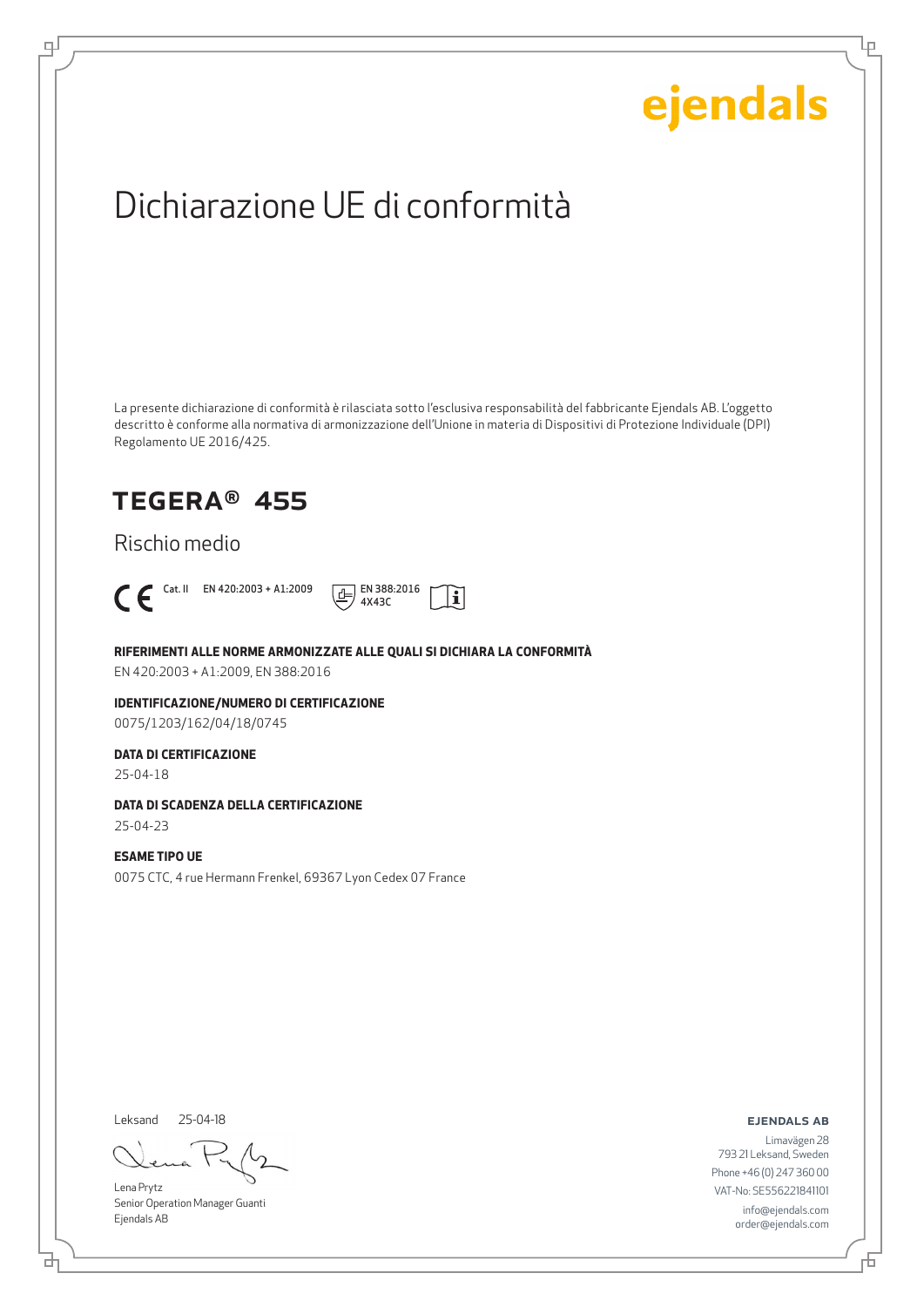ejendals

# Dichiarazione UE di conformità

La presente dichiarazione di conformità è rilasciata sotto l'esclusiva responsabilità del fabbricante Ejendals AB. L'oggetto descritto è conforme alla normativa di armonizzazione dell'Unione in materia di Dispositivi di Protezione Individuale (DPI) Regolamento UE 2016/425.

## TEGERA® 455

Rischio medio

CE Cat. II EN 420:2003 + A1:2009 EN 388:2016 4X43C

**RIFERIMENTI ALLE NORME ARMONIZZATE ALLE QUALI SI DICHIARA LA CONFORMITÀ**

EN 420:2003 + A1:2009, EN 388:2016

**IDENTIFICAZIONE/NUMERO DI CERTIFICAZIONE**

0075/1203/162/04/18/0745

**DATA DI CERTIFICAZIONE**

25-04-18

**DATA DI SCADENZA DELLA CERTIFICAZIONE**

25-04-23

**ESAME TIPO UE**

0075 CTC, 4 rue Hermann Frenkel, 69367 Lyon Cedex 07 France

Leksand 25-04-18

Lena Prytz
Senior Operation Manager Guanti
Ejendals AB

**EJENDALS AB**

Limavägen 28
793 21 Leksand, Sweden
Phone +46 (0) 247 360 00
VAT-No: SE556221841101
info@ejendals.com
order@ejendals.com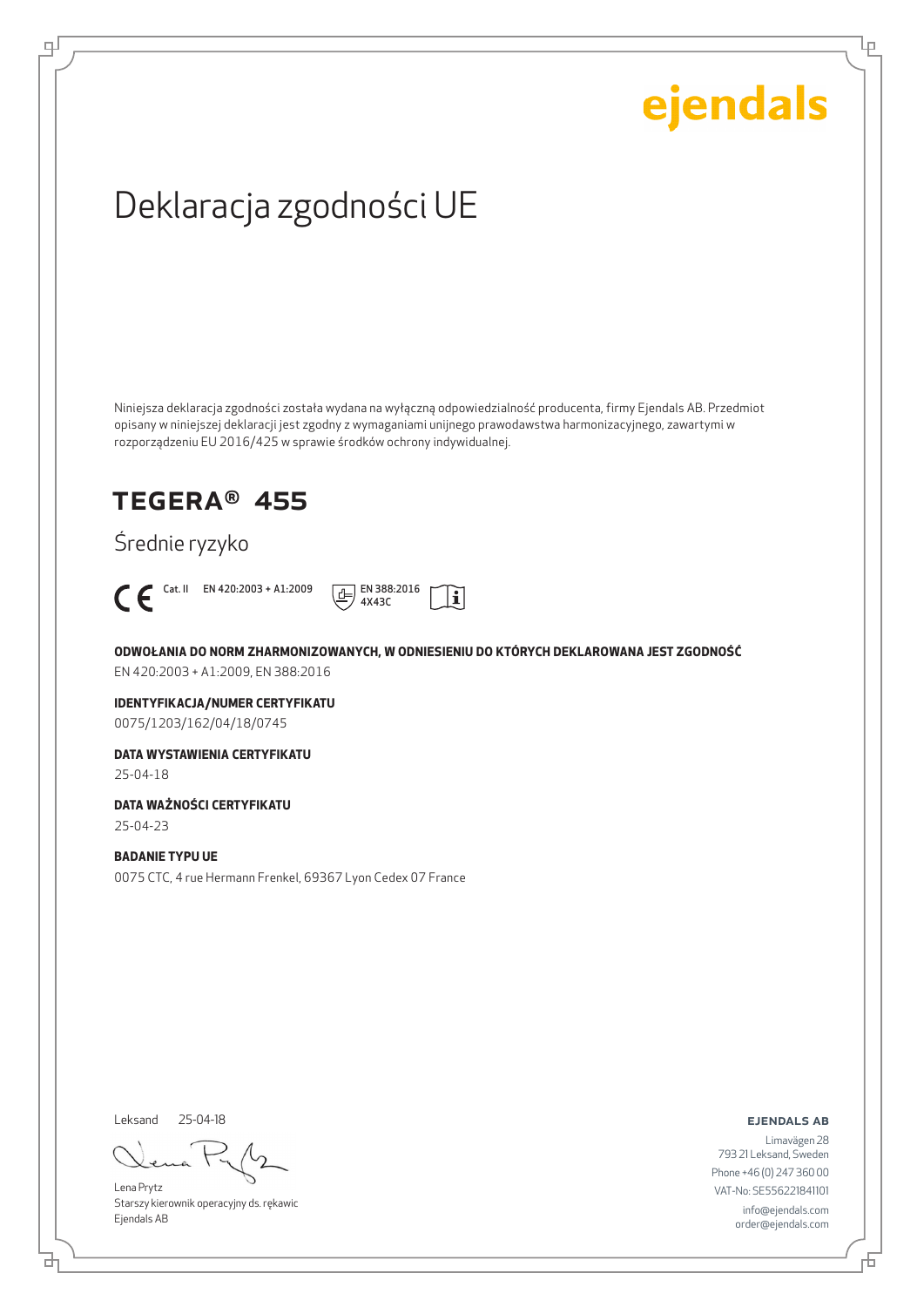ejendals

# Deklaracja zgodności UE

Niniejsza deklaracja zgodności została wydana na wyłączną odpowiedzialność producenta, firmy Ejendals AB. Przedmiot opisany w niniejszej deklaracji jest zgodny z wymaganiami unijnego prawodawstwa harmonizacyjnego, zawartymi w rozporządzeniu EU 2016/425 w sprawie środków ochrony indywidualnej.

## TEGERA® 455

Średnie ryzyko

CE Cat. II EN 420:2003 + A1:2009 EN 388:2016 4X43C

**ODWOŁANIA DO NORM ZHARMONIZOWANYCH, W ODNIESIENIU DO KTÓRYCH DEKLAROWANA JEST ZGODNOŚĆ**

EN 420:2003 + A1:2009, EN 388:2016

**IDENTYFIKACJA/NUMER CERTYFIKATU**

0075/1203/162/04/18/0745

**DATA WYSTAWIENIA CERTYFIKATU**

25-04-18

**DATA WAŻNOŚCI CERTYFIKATU**

25-04-23

**BADANIE TYPU UE**

0075 CTC, 4 rue Hermann Frenkel, 69367 Lyon Cedex 07 France

Leksand 25-04-18

Lena Prytz
Starszy kierownik operacyjny ds. rękawic
Ejendals AB

**EJENDALS AB**

Limavägen 28
793 21 Leksand, Sweden
Phone +46 (0) 247 360 00
VAT-No: SE556221841101
info@ejendals.com
order@ejendals.com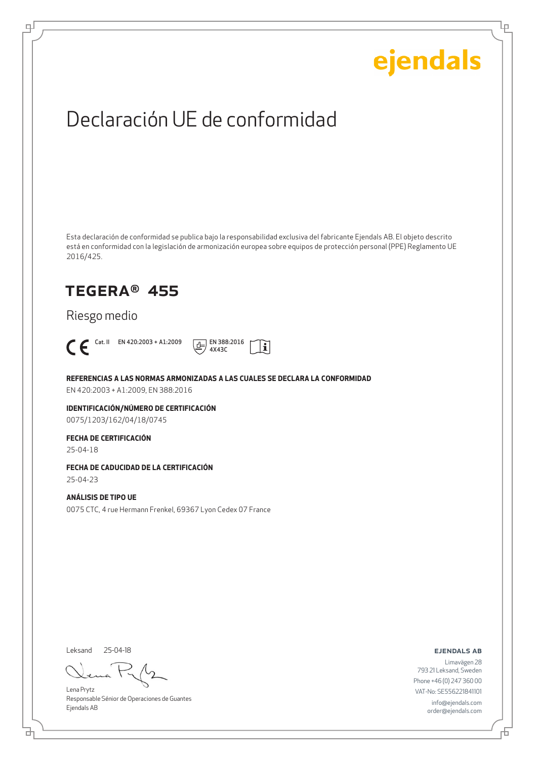ejendals

# Declaración UE de conformidad

Esta declaración de conformidad se publica bajo la responsabilidad exclusiva del fabricante Ejendals AB. El objeto descrito está en conformidad con la legislación de armonización europea sobre equipos de protección personal (PPE) Reglamento UE 2016/425.

## TEGERA® 455

Riesgo medio

CE Cat. II EN 420:2003 + A1:2009 EN 388:2016 4X43C

**REFERENCIAS A LAS NORMAS ARMONIZADAS A LAS CUALES SE DECLARA LA CONFORMIDAD**

EN 420:2003 + A1:2009, EN 388:2016

**IDENTIFICACIÓN/NÚMERO DE CERTIFICACIÓN**

0075/1203/162/04/18/0745

**FECHA DE CERTIFICACIÓN**

25-04-18

**FECHA DE CADUCIDAD DE LA CERTIFICACIÓN**

25-04-23

**ANÁLISIS DE TIPO UE**

0075 CTC, 4 rue Hermann Frenkel, 69367 Lyon Cedex 07 France

Leksand 25-04-18

Lena Prytz
Responsable Sénior de Operaciones de Guantes
Ejendals AB

**EJENDALS AB**

Limavägen 28
793 21 Leksand, Sweden
Phone +46 (0) 247 360 00
VAT-No: SE556221841101
info@ejendals.com
order@ejendals.com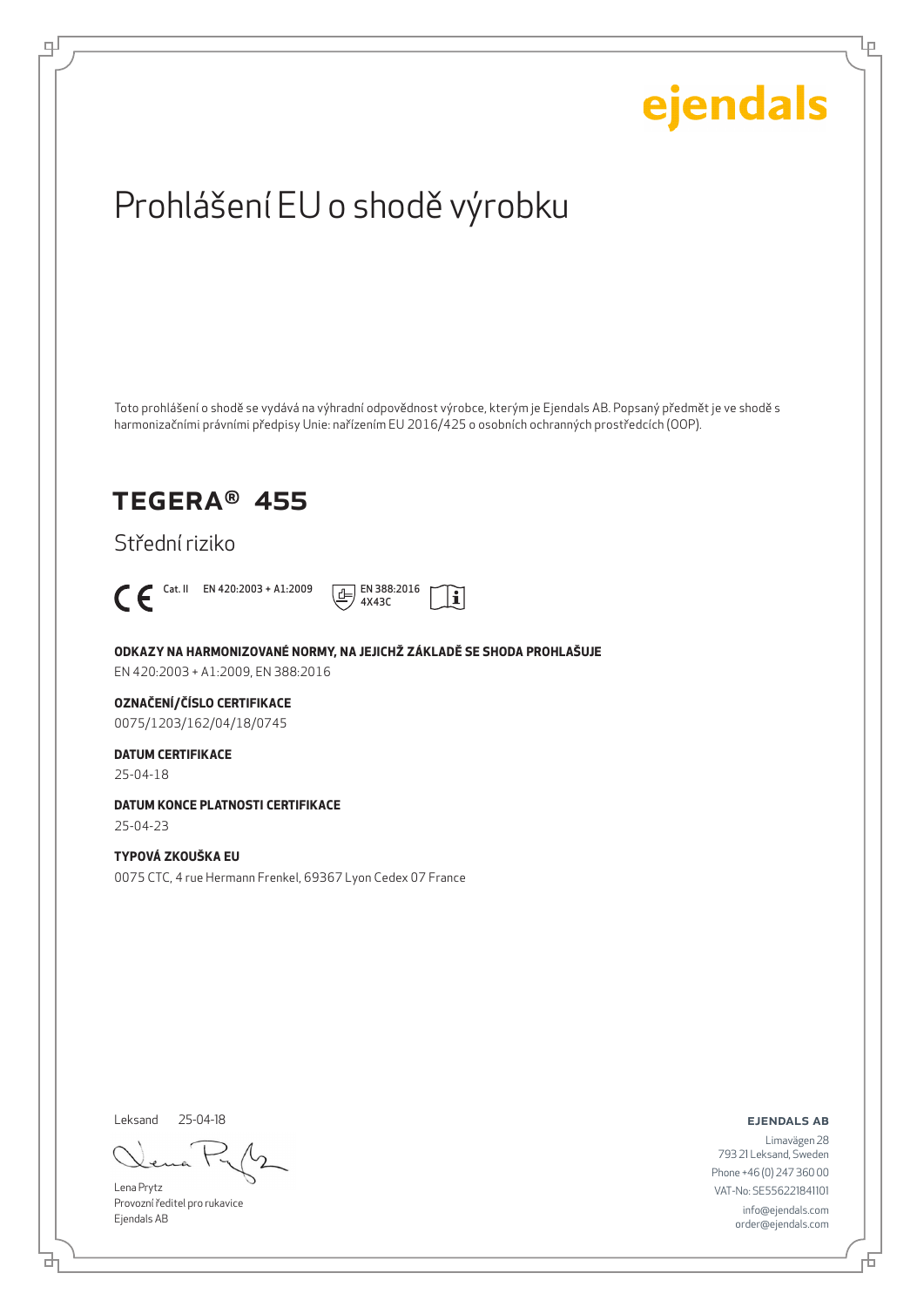ejendals

# Prohlášení EU o shodě výrobku

Toto prohlášení o shodě se vydává na výhradní odpovědnost výrobce, kterým je Ejendals AB. Popsaný předmět je ve shodě s harmonizačními právními předpisy Unie: nařízením EU 2016/425 o osobních ochranných prostředcích (OOP).

## TEGERA® 455

Střední riziko

CE Cat. II EN 420:2003 + A1:2009 EN 388:2016 4X43C

**ODKAZY NA HARMONIZOVANÉ NORMY, NA JEJICHŽ ZÁKLADĚ SE SHODA PROHLAŠUJE**

EN 420:2003 + A1:2009, EN 388:2016

**OZNAČENÍ/ČÍSLO CERTIFIKACE**

0075/1203/162/04/18/0745

**DATUM CERTIFIKACE**

25-04-18

**DATUM KONCE PLATNOSTI CERTIFIKACE**

25-04-23

**TYPOVÁ ZKOUŠKA EU**

0075 CTC, 4 rue Hermann Frenkel, 69367 Lyon Cedex 07 France

Leksand 25-04-18

Lena Prytz
Provozní ředitel pro rukavice
Ejendals AB

**EJENDALS AB**

Limavägen 28
793 21 Leksand, Sweden
Phone +46 (0) 247 360 00
VAT-No: SE556221841101
info@ejendals.com
order@ejendals.com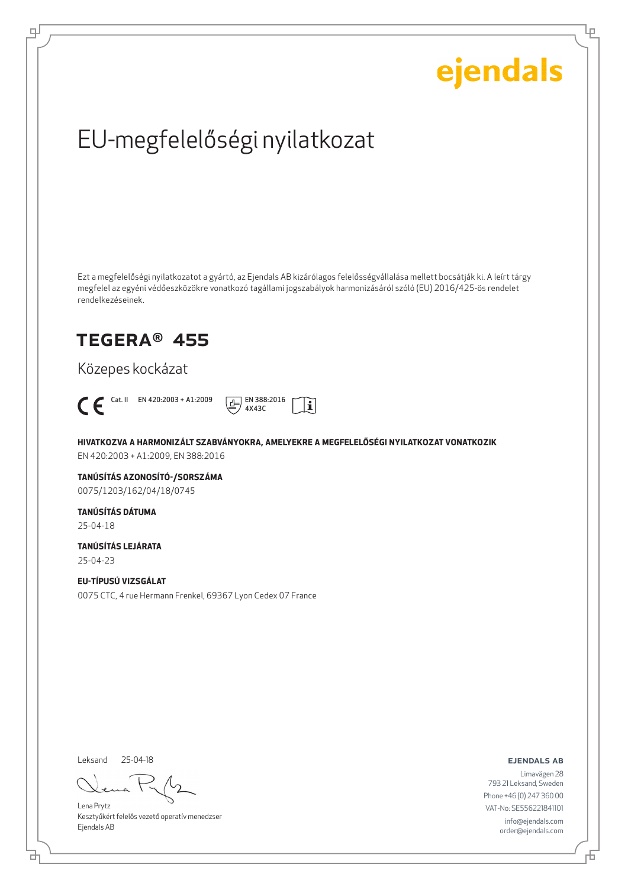ejendals

# EU-megfelelőségi nyilatkozat

Ezt a megfelelőségi nyilatkozatot a gyártó, az Ejendals AB kizárólagos felelősségvállalása mellett bocsátják ki. A leírt tárgy megfelel az egyéni védőeszközökre vonatkozó tagállami jogszabályok harmonizálásáról szóló (EU) 2016/425-ös rendelet rendelkezéseinek.

## TEGERA® 455

Közepes kockázat

CE Cat. II EN 420:2003 + A1:2009 EN 388:2016 4X43C

**HIVATKOZVA A HARMONIZÁLT SZABVÁNYOKRA, AMELYEKRE A MEGFELELŐSÉGI NYILATKOZAT VONATKOZIK**
EN 420:2003 + A1:2009, EN 388:2016

**TANÚSÍTÁS AZONOSÍTÓ-/SORSZÁMA**
0075/1203/162/04/18/0745

**TANÚSÍTÁS DÁTUMA**
25-04-18

**TANÚSÍTÁS LEJÁRATA**
25-04-23

**EU-TÍPUSÚ VIZSGÁLAT**
0075 CTC, 4 rue Hermann Frenkel, 69367 Lyon Cedex 07 France

Leksand 25-04-18

Lena Prytz
Kesztyűkért felelős vezető operatív menedzser
Ejendals AB

**EJENDALS AB**
Limavägen 28
793 21 Leksand, Sweden
Phone +46 (0) 247 360 00
VAT-No: SE556221841101
info@ejendals.com
order@ejendals.com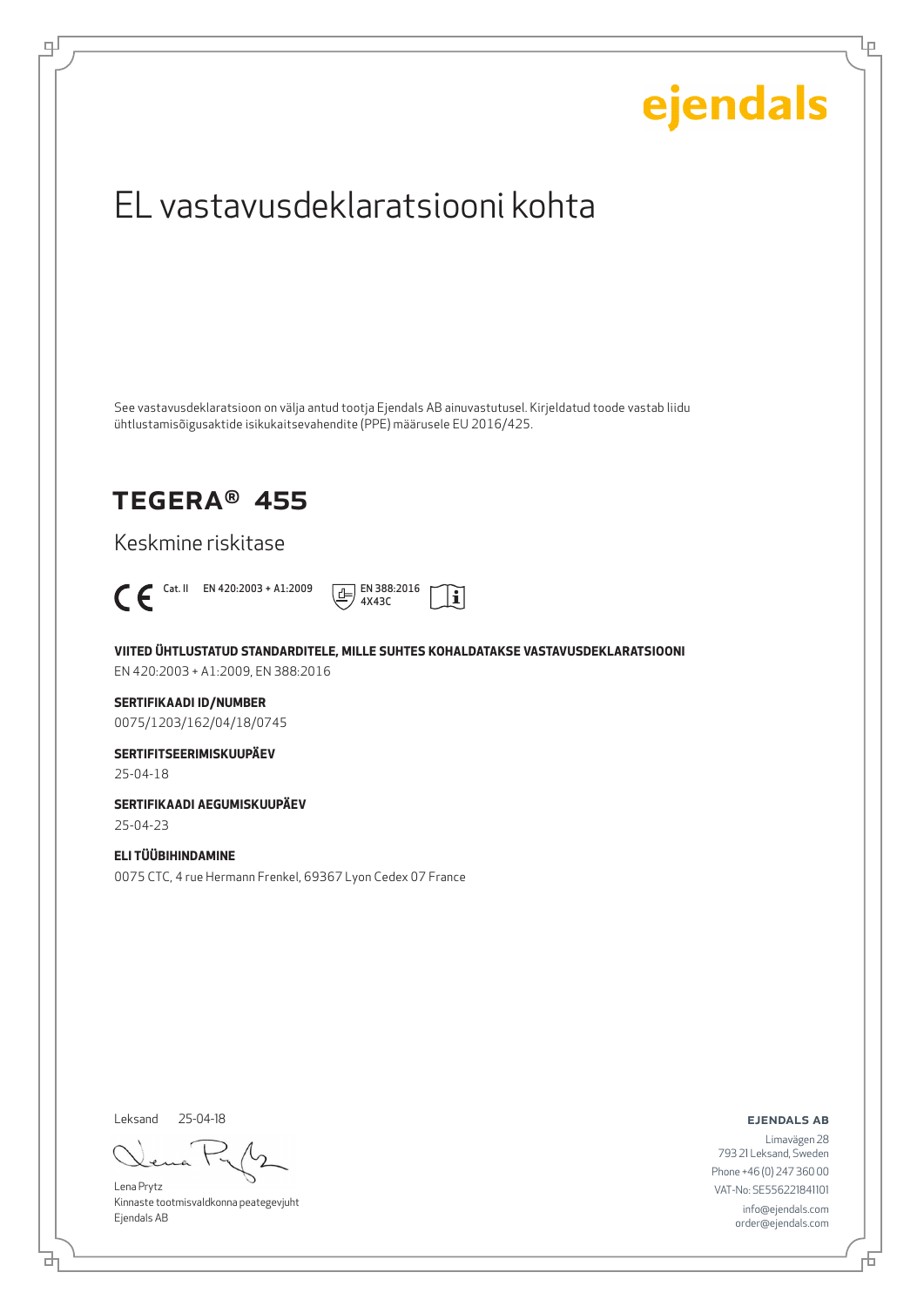ejendals

# EL vastavusdeklaratsiooni kohta

See vastavusdeklaratsioon on välja antud tootja Ejendals AB ainuvastutusel. Kirjeldatud toode vastab liidu ühtlustamisõigusaktide isikukaitsevahendite (PPE) määrusele EU 2016/425.

## TEGERA® 455

Keskmine riskitase

CE Cat. II EN 420:2003 + A1:2009 EN 388:2016 4X43C

**VIITED ÜHTLUSTATUD STANDARDITELE, MILLE SUHTES KOHALDATAKSE VASTAVUSDEKLARATSIOONI**
EN 420:2003 + A1:2009, EN 388:2016

**SERTIFIKAADI ID/NUMBER**
0075/1203/162/04/18/0745

**SERTIFITSEERIMISKUUPÄEV**
25-04-18

**SERTIFIKAADI AEGUMISKUUPÄEV**
25-04-23

**ELI TÜÜBIHINDAMINE**
0075 CTC, 4 rue Hermann Frenkel, 69367 Lyon Cedex 07 France

Leksand 25-04-18

Lena Prytz
Kinnaste tootmisvaldkonna peategevjuht
Ejendals AB

**EJENDALS AB**
Limavägen 28
793 21 Leksand, Sweden
Phone +46 (0) 247 360 00
VAT-No: SE556221841101
info@ejendals.com
order@ejendals.com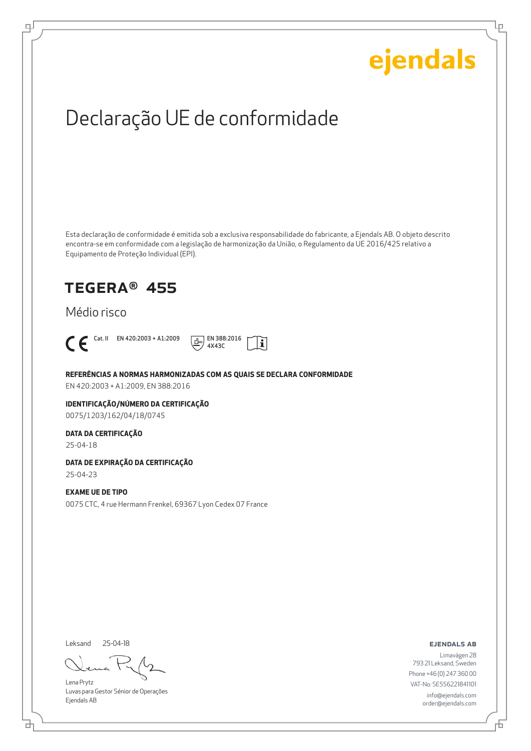ejendals

# Declaração UE de conformidade

Esta declaração de conformidade é emitida sob a exclusiva responsabilidade do fabricante, a Ejendals AB. O objeto descrito encontra-se em conformidade com a legislação de harmonização da União, o Regulamento da UE 2016/425 relativo a Equipamento de Proteção Individual (EPI).

## TEGERA® 455

Médio risco

CE Cat. II EN 420:2003 + A1:2009 EN 388:2016 4X43C

**REFERÊNCIAS A NORMAS HARMONIZADAS COM AS QUAIS SE DECLARA CONFORMIDADE**

EN 420:2003 + A1:2009, EN 388:2016

**IDENTIFICAÇÃO/NÚMERO DA CERTIFICAÇÃO**

0075/1203/162/04/18/0745

**DATA DA CERTIFICAÇÃO**

25-04-18

**DATA DE EXPIRAÇÃO DA CERTIFICAÇÃO**

25-04-23

**EXAME UE DE TIPO**

0075 CTC, 4 rue Hermann Frenkel, 69367 Lyon Cedex 07 France

Leksand 25-04-18

Lena Prytz
Luvas para Gestor Sénior de Operações
Ejendals AB

**EJENDALS AB**

Limavägen 28
793 21 Leksand, Sweden
Phone +46 (0) 247 360 00
VAT-No: SE556221841101
info@ejendals.com
order@ejendals.com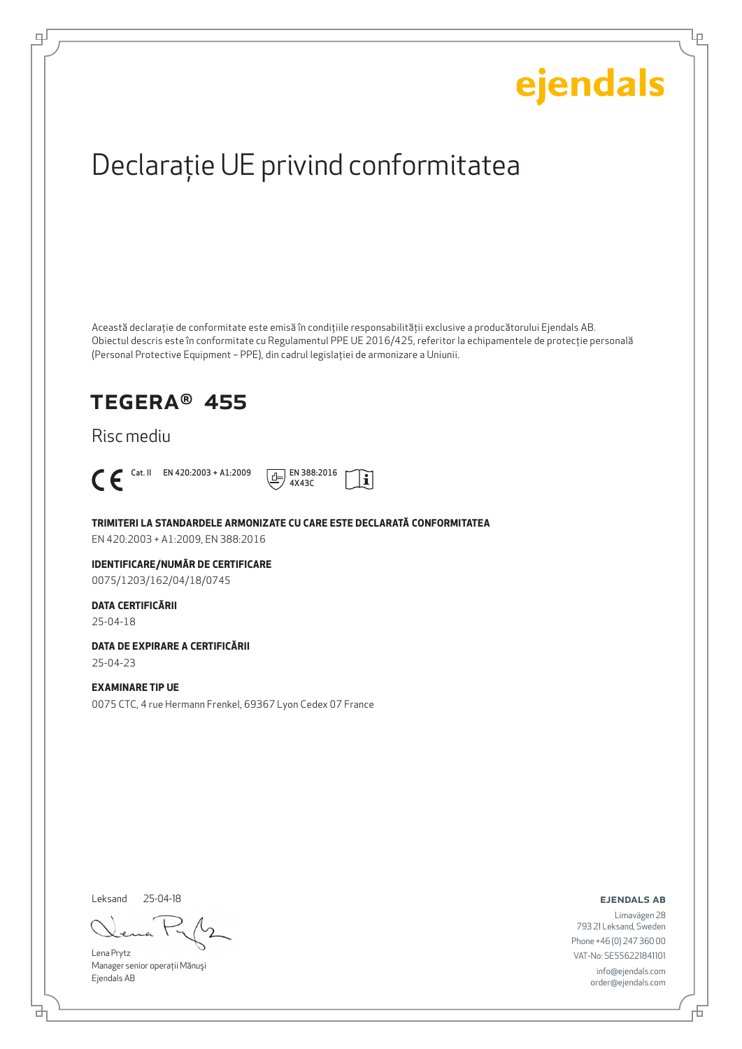ejendals

# Declarație UE privind conformitatea

Această declarație de conformitate este emisă în condițiile responsabilității exclusive a producătorului Ejendals AB. Obiectul descris este în conformitate cu Regulamentul PPE UE 2016/425, referitor la echipamentele de protecție personală (Personal Protective Equipment – PPE), din cadrul legislației de armonizare a Uniunii.

## TEGERA® 455

Risc mediu

CE Cat. II EN 420:2003 + A1:2009 EN 388:2016 4X43C

**TRIMITERI LA STANDARDELE ARMONIZATE CU CARE ESTE DECLARATĂ CONFORMITATEA**

EN 420:2003 + A1:2009, EN 388:2016

**IDENTIFICARE/NUMĂR DE CERTIFICARE**

0075/1203/162/04/18/0745

**DATA CERTIFICĂRII**

25-04-18

**DATA DE EXPIRARE A CERTIFICĂRII**

25-04-23

**EXAMINARE TIP UE**

0075 CTC, 4 rue Hermann Frenkel, 69367 Lyon Cedex 07 France

Leksand 25-04-18

Lena Prytz
Manager senior operații Mănuși
Ejendals AB

**EJENDALS AB**
Limavägen 28
793 21 Leksand, Sweden
Phone +46 (0) 247 360 00
VAT-No: SE556221841101
info@ejendals.com
order@ejendals.com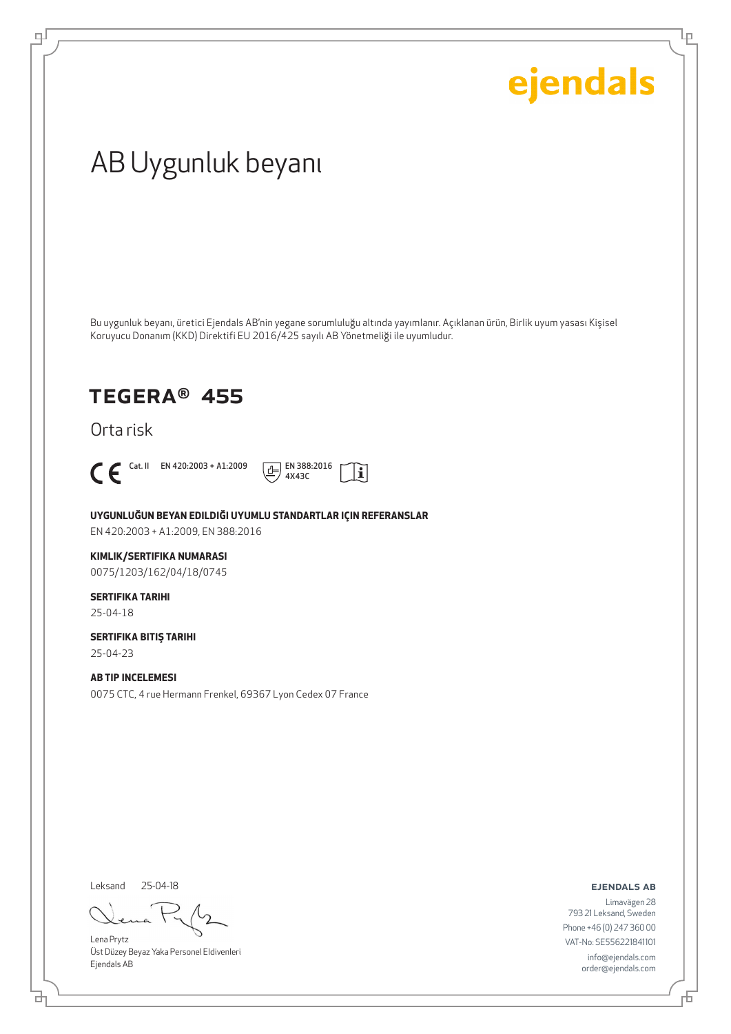ejendals

# AB Uygunluk beyanı

Bu uygunluk beyanı, üretici Ejendals AB'nin yegane sorumluluğu altında yayımlanır. Açıklanan ürün, Birlik uyum yasası Kişisel Koruyucu Donanım (KKD) Direktifi EU 2016/425 sayılı AB Yönetmeliği ile uyumludur.

## TEGERA® 455

Orta risk

CE Cat. II EN 420:2003 + A1:2009 EN 388:2016 4X43C

**UYGUNLUĞUN BEYAN EDILDIĞI UYUMLU STANDARTLAR IÇIN REFERANSLAR**

EN 420:2003 + A1:2009, EN 388:2016

**KIMLIK/SERTIFIKA NUMARASI**

0075/1203/162/04/18/0745

**SERTIFIKA TARIHI**

25-04-18

**SERTIFIKA BITIŞ TARIHI**

25-04-23

**AB TIP INCELEMESI**

0075 CTC, 4 rue Hermann Frenkel, 69367 Lyon Cedex 07 France

Leksand 25-04-18

Lena Prytz
Üst Düzey Beyaz Yaka Personel Eldivenleri
Ejendals AB

**EJENDALS AB**

Limavägen 28
793 21 Leksand, Sweden
Phone +46 (0) 247 360 00
VAT-No: SE556221841101
info@ejendals.com
order@ejendals.com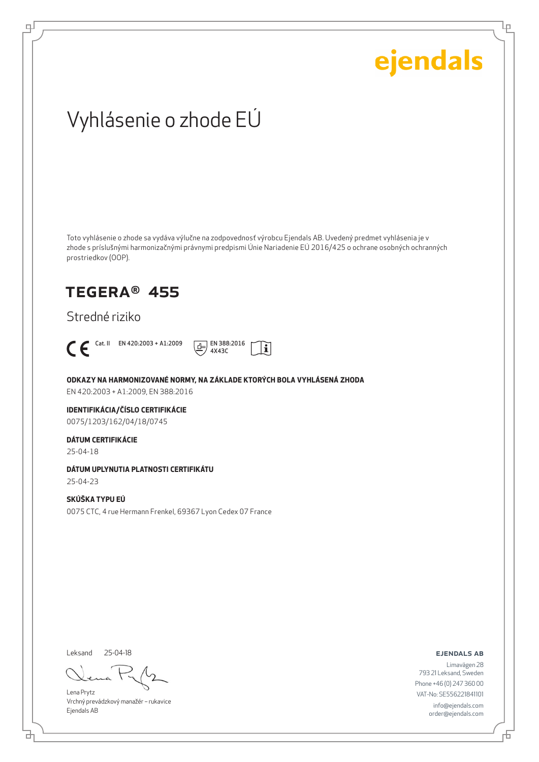ejendals

# Vyhlásenie o zhode EÚ

Toto vyhlásenie o zhode sa vydáva výlučne na zodpovednosť výrobcu Ejendals AB. Uvedený predmet vyhlásenia je v zhode s príslušnými harmonizačnými právnymi predpismi Únie Nariadenie EÚ 2016/425 o ochrane osobných ochranných prostriedkov (OOP).

## TEGERA® 455

Stredné riziko

CE Cat. II EN 420:2003 + A1:2009 EN 388:2016 4X43C

**ODKAZY NA HARMONIZOVANÉ NORMY, NA ZÁKLADE KTORÝCH BOLA VYHLÁSENÁ ZHODA**

EN 420:2003 + A1:2009, EN 388:2016

**IDENTIFIKÁCIA/ČÍSLO CERTIFIKÁCIE**

0075/1203/162/04/18/0745

**DÁTUM CERTIFIKÁCIE**

25-04-18

**DÁTUM UPLYNUTIA PLATNOSTI CERTIFIKÁTU**

25-04-23

**SKÚŠKA TYPU EÚ**

0075 CTC, 4 rue Hermann Frenkel, 69367 Lyon Cedex 07 France

Leksand 25-04-18

Lena Prytz
Vrchný prevádzkový manažér – rukavice
Ejendals AB

**EJENDALS AB**

Limavägen 28
793 21 Leksand, Sweden
Phone +46 (0) 247 360 00
VAT-No: SE556221841101
info@ejendals.com
order@ejendals.com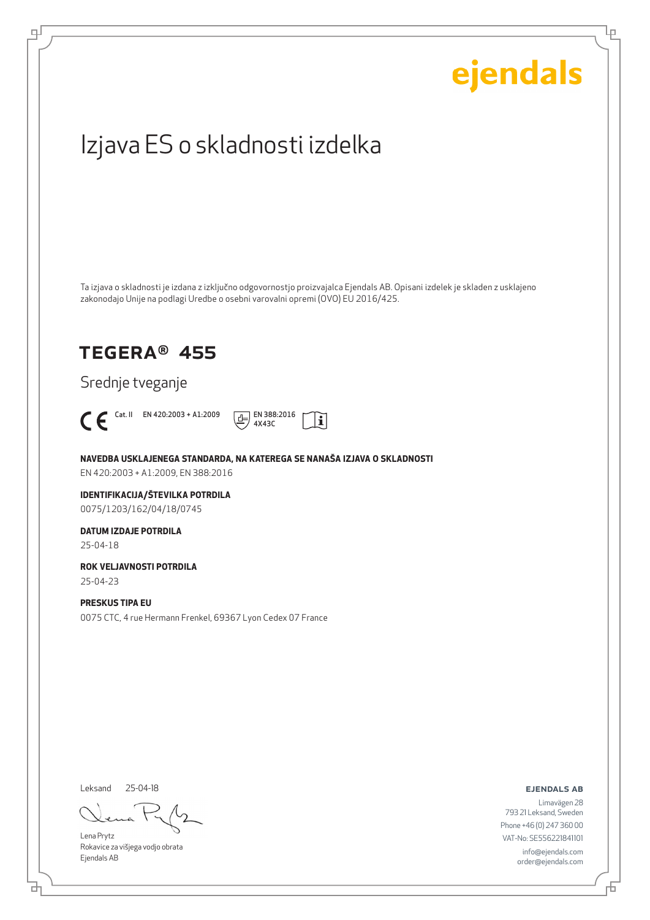ejendals

# Izjava ES o skladnosti izdelka

Ta izjava o skladnosti je izdana z izključno odgovornostjo proizvajalca Ejendals AB. Opisani izdelek je skladen z usklajeno zakonodajo Unije na podlagi Uredbe o osebni varovalni opremi (OVO) EU 2016/425.

## TEGERA® 455

Srednje tveganje

CE Cat. II EN 420:2003 + A1:2009 EN 388:2016 4X43C

**NAVEDBA USKLAJENEGA STANDARDA, NA KATEREGA SE NANAŠA IZJAVA O SKLADNOSTI**

EN 420:2003 + A1:2009, EN 388:2016

**IDENTIFIKACIJA/ŠTEVILKA POTRDILA**

0075/1203/162/04/18/0745

**DATUM IZDAJE POTRDILA**

25-04-18

**ROK VELJAVNOSTI POTRDILA**

25-04-23

**PRESKUS TIPA EU**

0075 CTC, 4 rue Hermann Frenkel, 69367 Lyon Cedex 07 France

Leksand 25-04-18

Lena Prytz
Rokavice za višjega vodjo obrata
Ejendals AB

**EJENDALS AB**

Limavägen 28
793 21 Leksand, Sweden
Phone +46 (0) 247 360 00
VAT-No: SE556221841101
info@ejendals.com
order@ejendals.com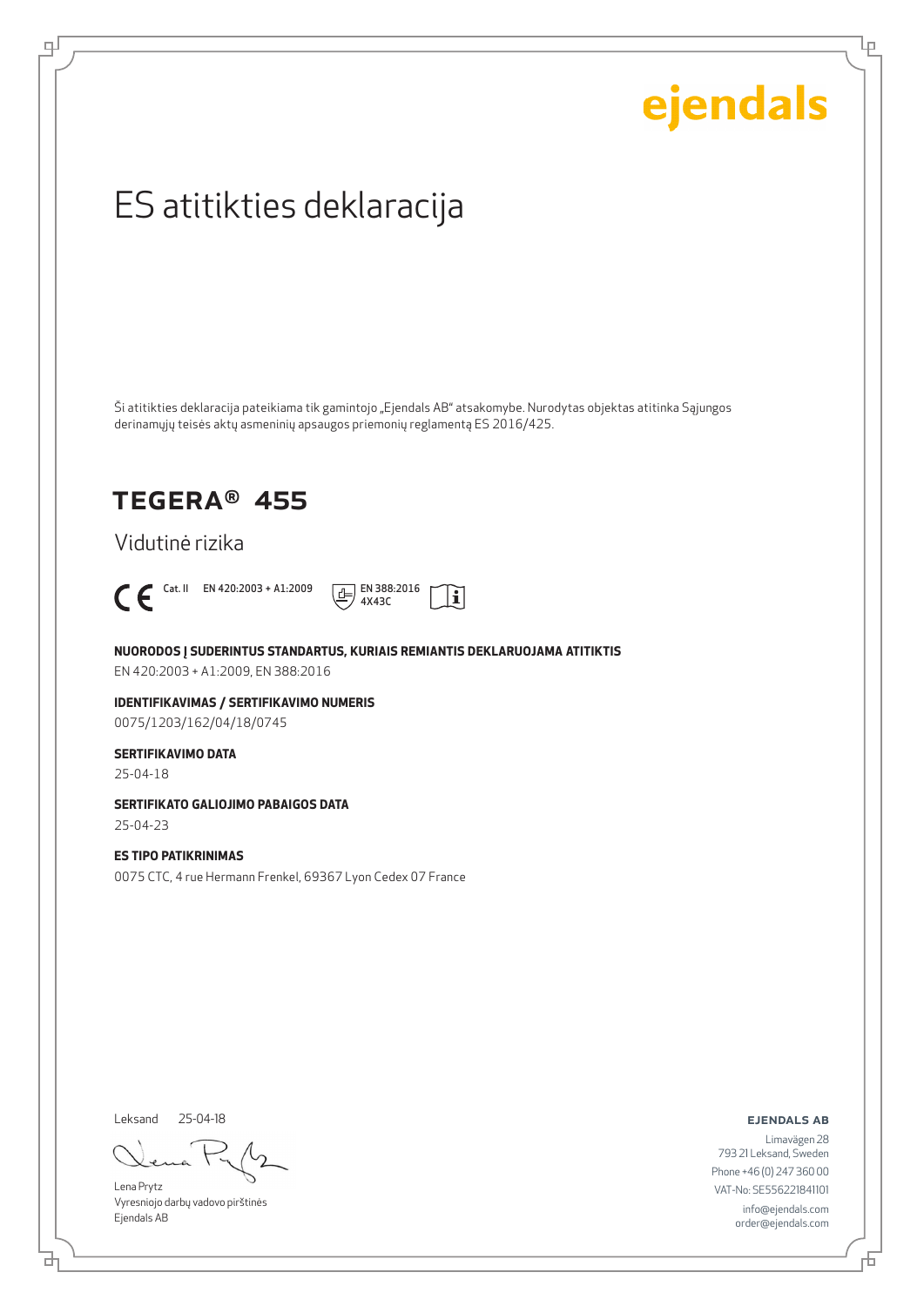ejendals

# ES atitikties deklaracija

Ši atitikties deklaracija pateikiama tik gamintojo „Ejendals AB" atsakomybe. Nurodytas objektas atitinka Sąjungos derinamųjų teisės aktų asmeninių apsaugos priemonių reglamentą ES 2016/425.

## TEGERA® 455

Vidutinė rizika

CE Cat. II EN 420:2003 + A1:2009 EN 388:2016 4X43C

**NUORODOS Į SUDERINTUS STANDARTUS, KURIAIS REMIANTIS DEKLARUOJAMA ATITIKTIS**

EN 420:2003 + A1:2009, EN 388:2016

**IDENTIFIKAVIMAS / SERTIFIKAVIMO NUMERIS**

0075/1203/162/04/18/0745

**SERTIFIKAVIMO DATA**

25-04-18

**SERTIFIKATO GALIOJIMO PABAIGOS DATA**

25-04-23

**ES TIPO PATIKRINIMAS**

0075 CTC, 4 rue Hermann Frenkel, 69367 Lyon Cedex 07 France

Leksand 25-04-18

Lena Prytz
Vyresniojo darbų vadovo pirštinės
Ejendals AB

**EJENDALS AB**

Limavägen 28
793 21 Leksand, Sweden
Phone +46 (0) 247 360 00
VAT-No: SE556221841101
info@ejendals.com
order@ejendals.com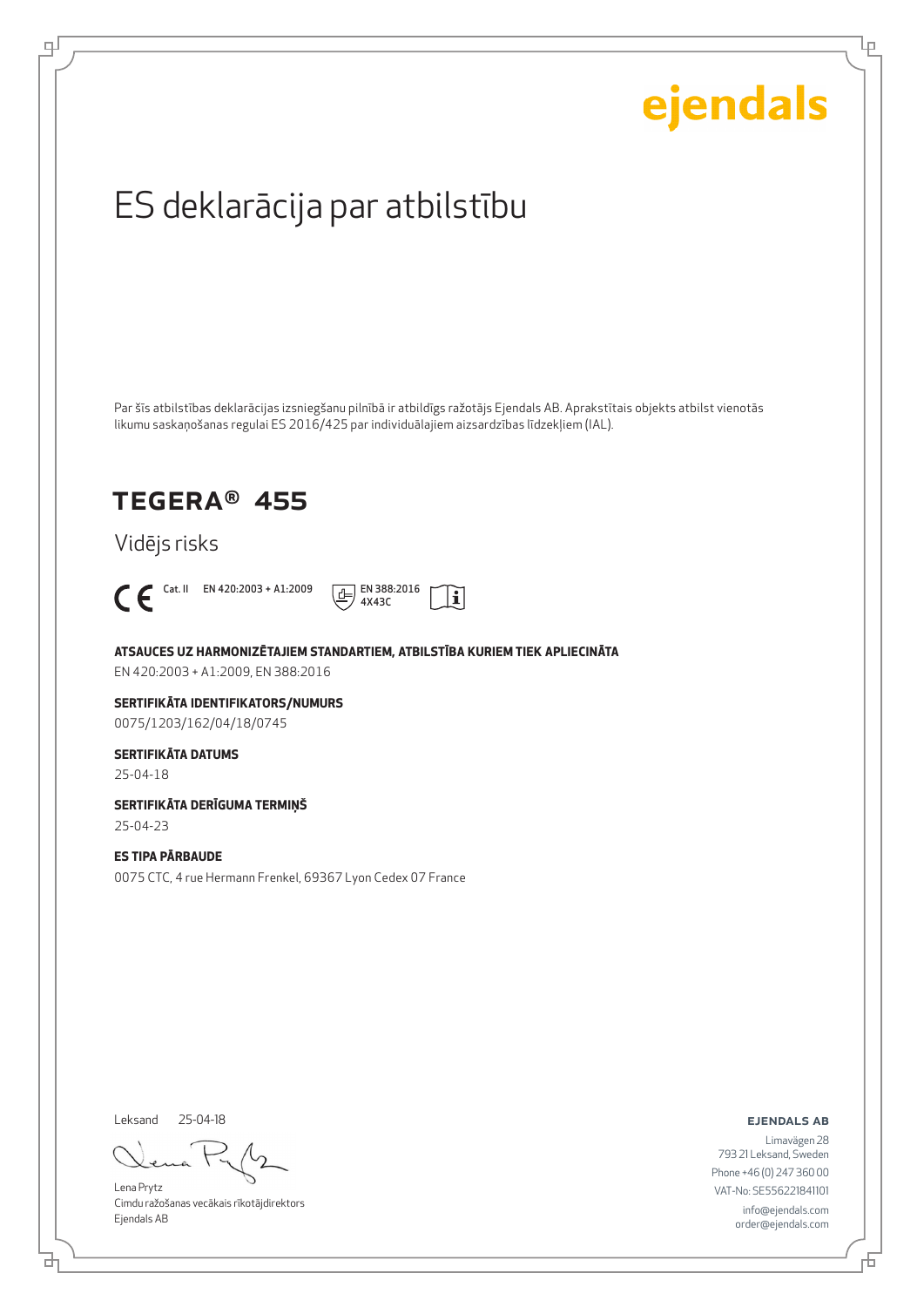ejendals

# ES deklarācija par atbilstību

Par šīs atbilstības deklarācijas izsniegšanu pilnībā ir atbildīgs ražotājs Ejendals AB. Aprakstītais objekts atbilst vienotās likumu saskaņošanas regulai ES 2016/425 par individuālajiem aizsardzības līdzekļiem (IAL).

## TEGERA® 455

Vidējs risks

CE Cat. II EN 420:2003 + A1:2009 EN 388:2016 4X43C

**ATSAUCES UZ HARMONIZĒTAJIEM STANDARTIEM, ATBILSTĪBA KURIEM TIEK APLIECINĀTA**

EN 420:2003 + A1:2009, EN 388:2016

**SERTIFIKĀTA IDENTIFIKATORS/NUMURS**

0075/1203/162/04/18/0745

**SERTIFIKĀTA DATUMS**

25-04-18

**SERTIFIKĀTA DERĪGUMA TERMIŅŠ**

25-04-23

**ES TIPA PĀRBAUDE**

0075 CTC, 4 rue Hermann Frenkel, 69367 Lyon Cedex 07 France

Leksand 25-04-18

Lena Prytz
Cimdu ražošanas vecākais rīkotājdirektors
Ejendals AB

**EJENDALS AB**
Limavägen 28
793 21 Leksand, Sweden
Phone +46 (0) 247 360 00
VAT-No: SE556221841101
info@ejendals.com
order@ejendals.com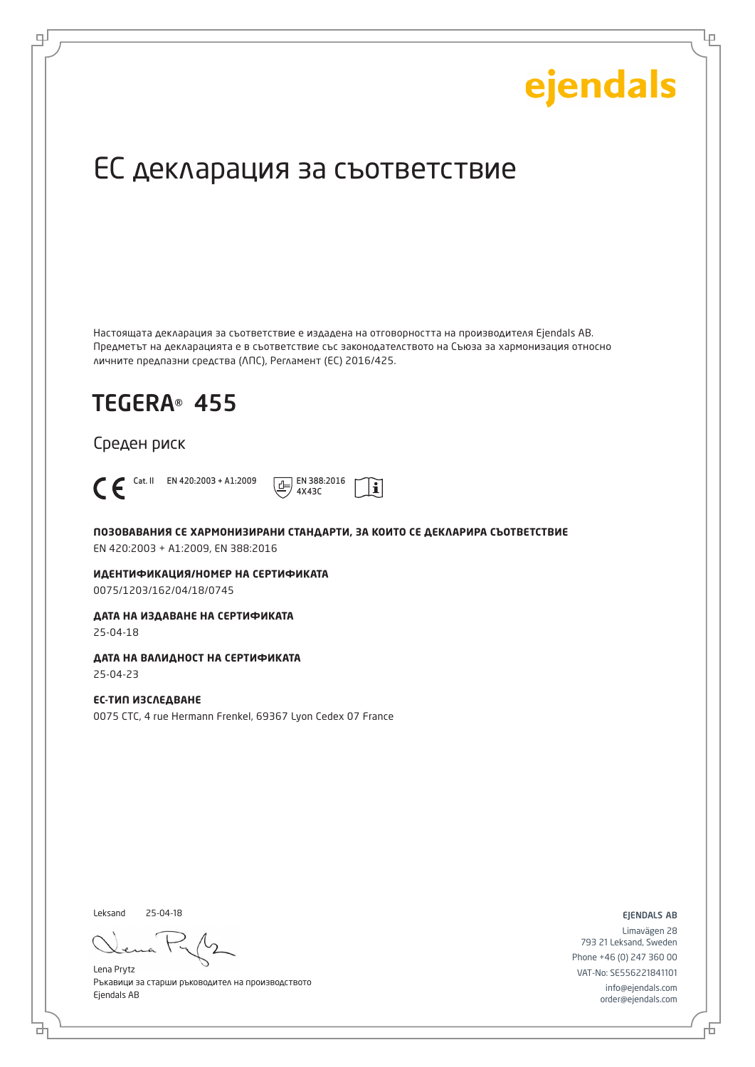ejendals

# ЕС декларация за съответствие

Настоящата декларация за съответствие е издадена на отговорността на производителя Ejendals AB. Предметът на декларацията е в съответствие със законодателството на Съюза за хармонизация относно личните предпазни средства (ЛПС), Регламент (ЕС) 2016/425.

## TEGERA® 455

Среден риск

CE Cat. II EN 420:2003 + A1:2009 EN 388:2016 4X43C

**ПОЗОВАВАНИЯ СЕ ХАРМОНИЗИРАНИ СТАНДАРТИ, ЗА КОИТО СЕ ДЕКЛАРИРА СЪОТВЕТСТВИЕ**
EN 420:2003 + A1:2009, EN 388:2016

**ИДЕНТИФИКАЦИЯ/НОМЕР НА СЕРТИФИКАТА**
0075/1203/162/04/18/0745

**ДАТА НА ИЗДАВАНЕ НА СЕРТИФИКАТА**
25-04-18

**ДАТА НА ВАЛИДНОСТ НА СЕРТИФИКАТА**
25-04-23

**ЕС-ТИП ИЗСЛЕДВАНЕ**
0075 CTC, 4 rue Hermann Frenkel, 69367 Lyon Cedex 07 France

Leksand 25-04-18

Lena Prytz
Ръкавици за старши ръководител на производството
Ejendals AB

**EJENDALS AB**
Limavägen 28
793 21 Leksand, Sweden
Phone +46 (0) 247 360 00
VAT-No: SE556221841101
info@ejendals.com
order@ejendals.com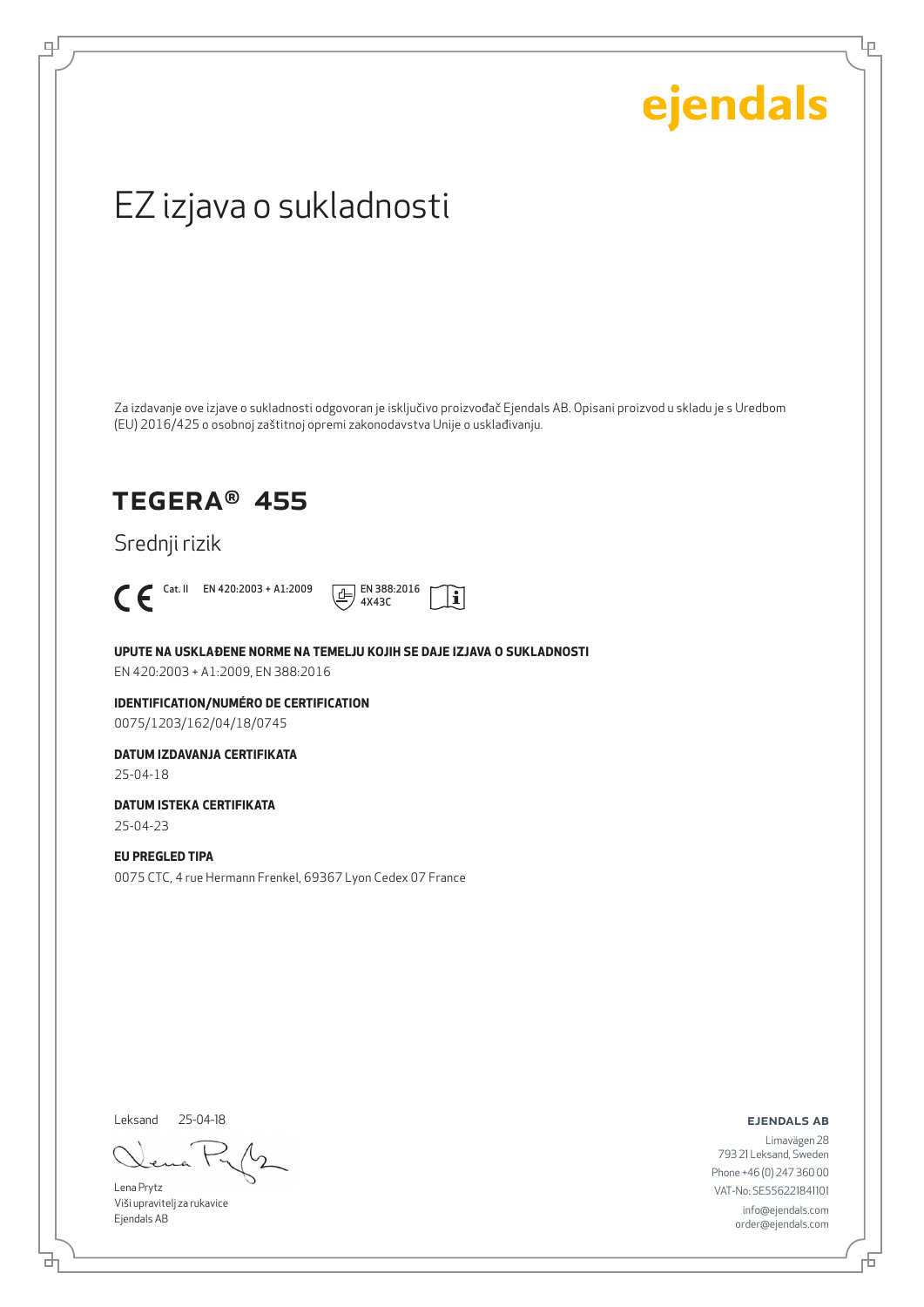ejendals

# EZ izjava o sukladnosti

Za izdavanje ove izjave o sukladnosti odgovoran je isključivo proizvođač Ejendals AB. Opisani proizvod u skladu je s Uredbom (EU) 2016/425 o osobnoj zaštitnoj opremi zakonodavstva Unije o usklađivanju.

## TEGERA® 455

Srednji rizik

CE Cat. II EN 420:2003 + A1:2009 EN 388:2016 4X43C

**UPUTE NA USKLAĐENE NORME NA TEMELJU KOJIH SE DAJE IZJAVA O SUKLADNOSTI**
EN 420:2003 + A1:2009, EN 388:2016

**IDENTIFICATION/NUMÉRO DE CERTIFICATION**
0075/1203/162/04/18/0745

**DATUM IZDAVANJA CERTIFIKATA**
25-04-18

**DATUM ISTEKA CERTIFIKATA**
25-04-23

**EU PREGLED TIPA**
0075 CTC, 4 rue Hermann Frenkel, 69367 Lyon Cedex 07 France

Leksand 25-04-18

Lena Prytz
Viši upravitelj za rukavice
Ejendals AB

**EJENDALS AB**
Limavägen 28
793 21 Leksand, Sweden
Phone +46 (0) 247 360 00
VAT-No: SE556221841101
info@ejendals.com
order@ejendals.com